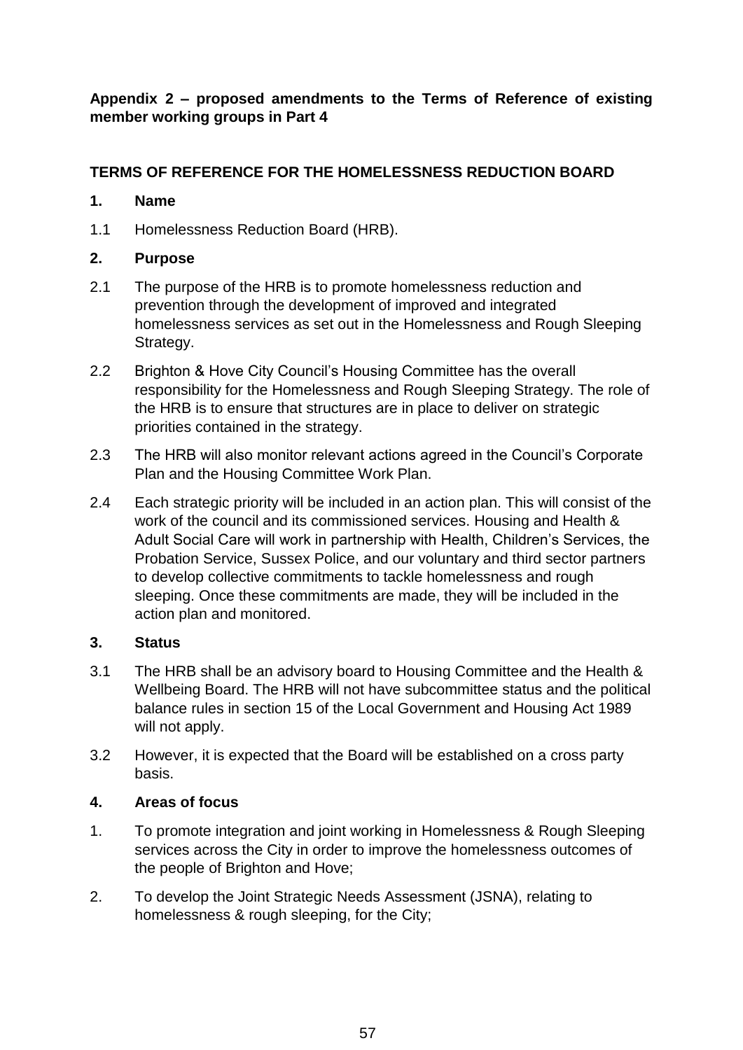**Appendix 2 – proposed amendments to the Terms of Reference of existing member working groups in Part 4**

## TERMS OF REFERENCE FOR THE HOMELESSNESS REDUCTION BOARD

### 1. Name

1.1 Homelessness Reduction Board (HRB).

### 2. Purpose

2.1 The purpose of the HRB is to promote homelessness reduction and prevention through the development of improved and integrated homelessness services as set out in the Homelessness and Rough Sleeping Strategy.

2.2 Brighton & Hove City Council's Housing Committee has the overall responsibility for the Homelessness and Rough Sleeping Strategy. The role of the HRB is to ensure that structures are in place to deliver on strategic priorities contained in the strategy.

2.3 The HRB will also monitor relevant actions agreed in the Council's Corporate Plan and the Housing Committee Work Plan.

2.4 Each strategic priority will be included in an action plan. This will consist of the work of the council and its commissioned services. Housing and Health & Adult Social Care will work in partnership with Health, Children's Services, the Probation Service, Sussex Police, and our voluntary and third sector partners to develop collective commitments to tackle homelessness and rough sleeping. Once these commitments are made, they will be included in the action plan and monitored.

### 3. Status

3.1 The HRB shall be an advisory board to Housing Committee and the Health & Wellbeing Board. The HRB will not have subcommittee status and the political balance rules in section 15 of the Local Government and Housing Act 1989 will not apply.

3.2 However, it is expected that the Board will be established on a cross party basis.

### 4. Areas of focus

1. To promote integration and joint working in Homelessness & Rough Sleeping services across the City in order to improve the homelessness outcomes of the people of Brighton and Hove;
2. To develop the Joint Strategic Needs Assessment (JSNA), relating to homelessness & rough sleeping, for the City;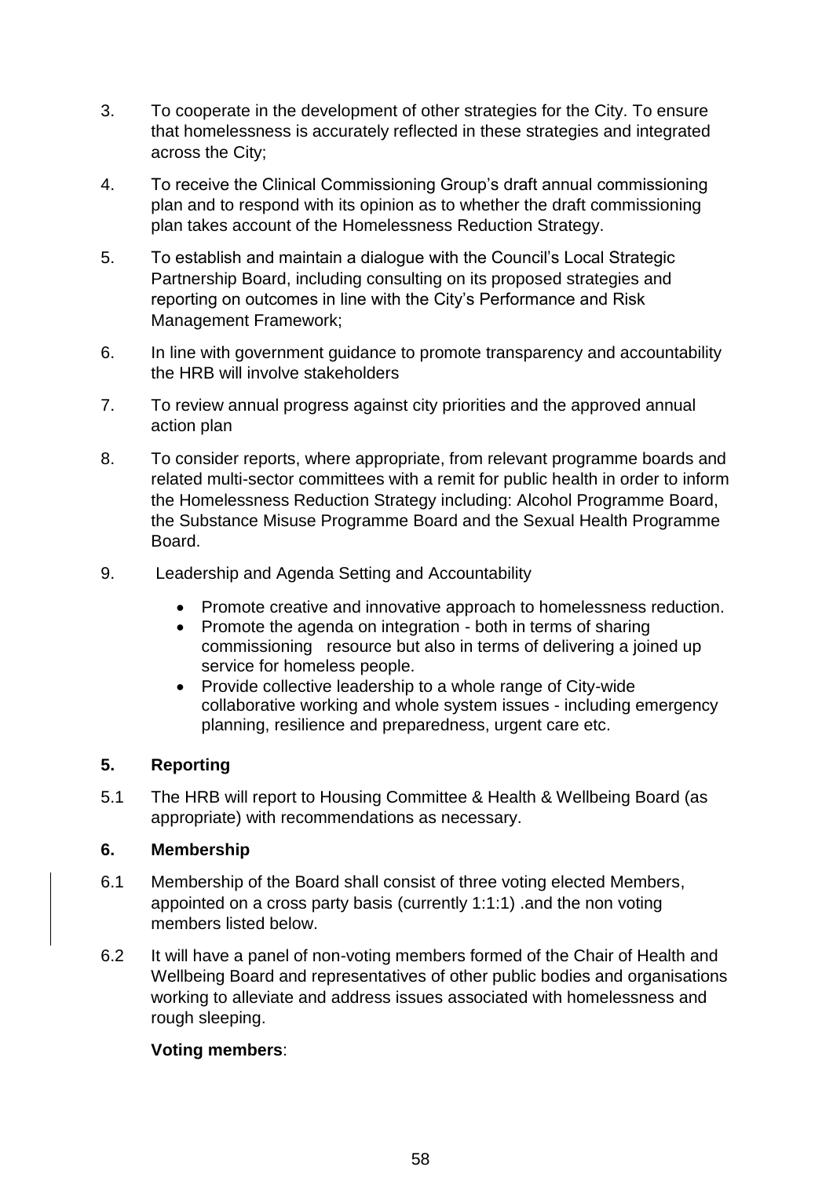3. To cooperate in the development of other strategies for the City. To ensure that homelessness is accurately reflected in these strategies and integrated across the City;

4. To receive the Clinical Commissioning Group's draft annual commissioning plan and to respond with its opinion as to whether the draft commissioning plan takes account of the Homelessness Reduction Strategy.

5. To establish and maintain a dialogue with the Council's Local Strategic Partnership Board, including consulting on its proposed strategies and reporting on outcomes in line with the City's Performance and Risk Management Framework;

6. In line with government guidance to promote transparency and accountability the HRB will involve stakeholders

7. To review annual progress against city priorities and the approved annual action plan

8. To consider reports, where appropriate, from relevant programme boards and related multi-sector committees with a remit for public health in order to inform the Homelessness Reduction Strategy including: Alcohol Programme Board, the Substance Misuse Programme Board and the Sexual Health Programme Board.

9. Leadership and Agenda Setting and Accountability

   - Promote creative and innovative approach to homelessness reduction.
   - Promote the agenda on integration - both in terms of sharing commissioning resource but also in terms of delivering a joined up service for homeless people.
   - Provide collective leadership to a whole range of City-wide collaborative working and whole system issues - including emergency planning, resilience and preparedness, urgent care etc.

## 5. Reporting

5.1 The HRB will report to Housing Committee & Health & Wellbeing Board (as appropriate) with recommendations as necessary.

## 6. Membership

6.1 Membership of the Board shall consist of three voting elected Members, appointed on a cross party basis (currently 1:1:1) .and the non voting members listed below.

6.2 It will have a panel of non-voting members formed of the Chair of Health and Wellbeing Board and representatives of other public bodies and organisations working to alleviate and address issues associated with homelessness and rough sleeping.

**Voting members**: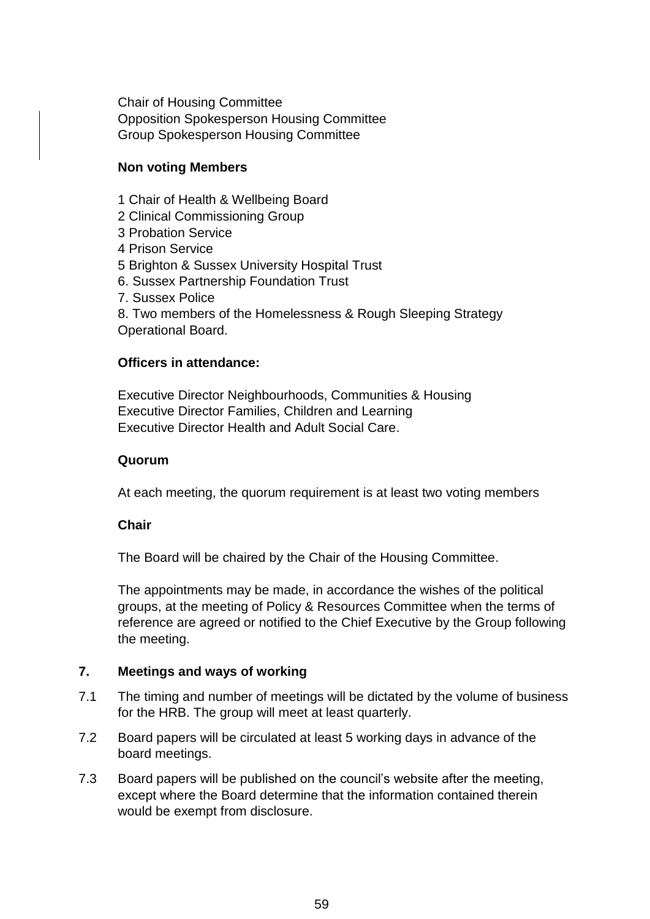Chair of Housing Committee
Opposition Spokesperson Housing Committee
Group Spokesperson Housing Committee

**Non voting Members**

1 Chair of Health & Wellbeing Board
2 Clinical Commissioning Group
3 Probation Service
4 Prison Service
5 Brighton & Sussex University Hospital Trust
6. Sussex Partnership Foundation Trust
7. Sussex Police
8. Two members of the Homelessness & Rough Sleeping Strategy Operational Board.

**Officers in attendance:**

Executive Director Neighbourhoods, Communities & Housing
Executive Director Families, Children and Learning
Executive Director Health and Adult Social Care.

**Quorum**

At each meeting, the quorum requirement is at least two voting members

**Chair**

The Board will be chaired by the Chair of the Housing Committee.

The appointments may be made, in accordance the wishes of the political groups, at the meeting of Policy & Resources Committee when the terms of reference are agreed or notified to the Chief Executive by the Group following the meeting.

## 7. Meetings and ways of working

7.1 The timing and number of meetings will be dictated by the volume of business for the HRB. The group will meet at least quarterly.

7.2 Board papers will be circulated at least 5 working days in advance of the board meetings.

7.3 Board papers will be published on the council's website after the meeting, except where the Board determine that the information contained therein would be exempt from disclosure.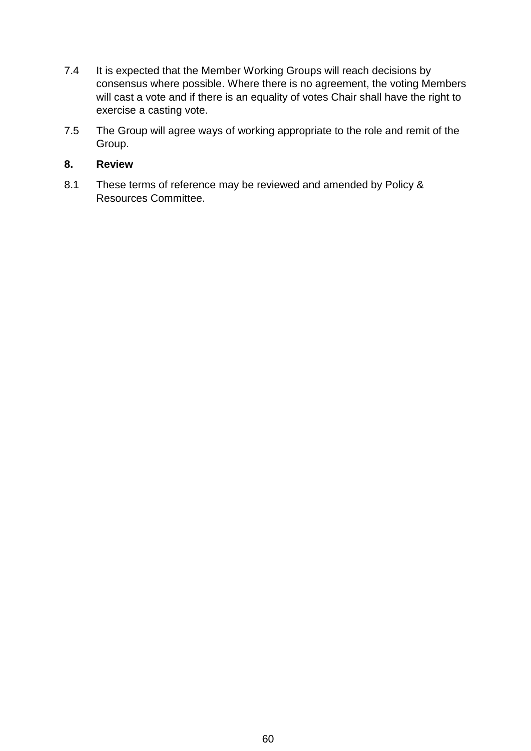7.4 It is expected that the Member Working Groups will reach decisions by consensus where possible. Where there is no agreement, the voting Members will cast a vote and if there is an equality of votes Chair shall have the right to exercise a casting vote.

7.5 The Group will agree ways of working appropriate to the role and remit of the Group.

**8. Review**

8.1 These terms of reference may be reviewed and amended by Policy & Resources Committee.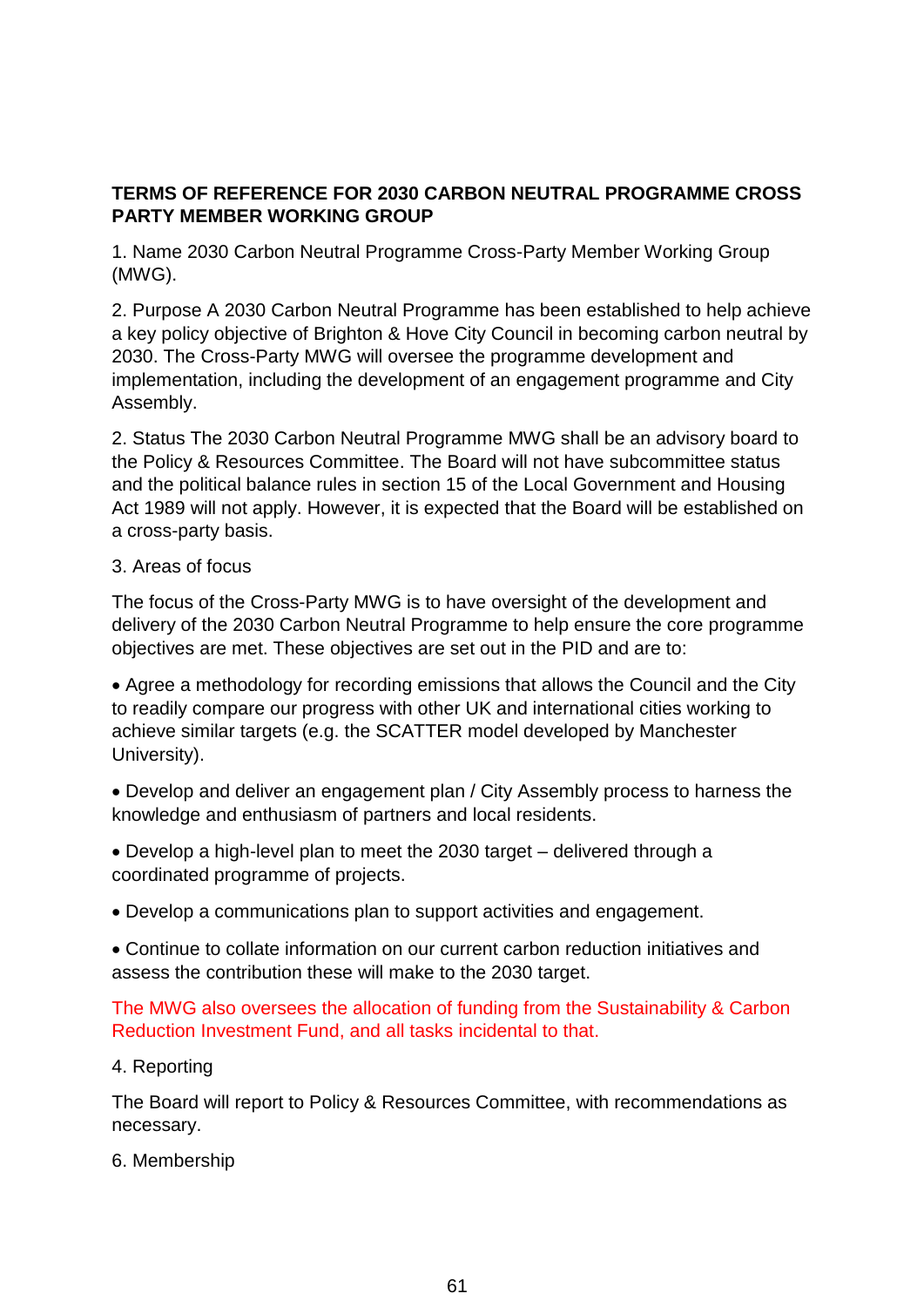**TERMS OF REFERENCE FOR 2030 CARBON NEUTRAL PROGRAMME CROSS PARTY MEMBER WORKING GROUP**

1. Name 2030 Carbon Neutral Programme Cross-Party Member Working Group (MWG).

2. Purpose A 2030 Carbon Neutral Programme has been established to help achieve a key policy objective of Brighton & Hove City Council in becoming carbon neutral by 2030. The Cross-Party MWG will oversee the programme development and implementation, including the development of an engagement programme and City Assembly.

2. Status The 2030 Carbon Neutral Programme MWG shall be an advisory board to the Policy & Resources Committee. The Board will not have subcommittee status and the political balance rules in section 15 of the Local Government and Housing Act 1989 will not apply. However, it is expected that the Board will be established on a cross-party basis.

3. Areas of focus

The focus of the Cross-Party MWG is to have oversight of the development and delivery of the 2030 Carbon Neutral Programme to help ensure the core programme objectives are met. These objectives are set out in the PID and are to:

- Agree a methodology for recording emissions that allows the Council and the City to readily compare our progress with other UK and international cities working to achieve similar targets (e.g. the SCATTER model developed by Manchester University).
- Develop and deliver an engagement plan / City Assembly process to harness the knowledge and enthusiasm of partners and local residents.
- Develop a high-level plan to meet the 2030 target – delivered through a coordinated programme of projects.
- Develop a communications plan to support activities and engagement.
- Continue to collate information on our current carbon reduction initiatives and assess the contribution these will make to the 2030 target.

The MWG also oversees the allocation of funding from the Sustainability & Carbon Reduction Investment Fund, and all tasks incidental to that.

4. Reporting

The Board will report to Policy & Resources Committee, with recommendations as necessary.

6. Membership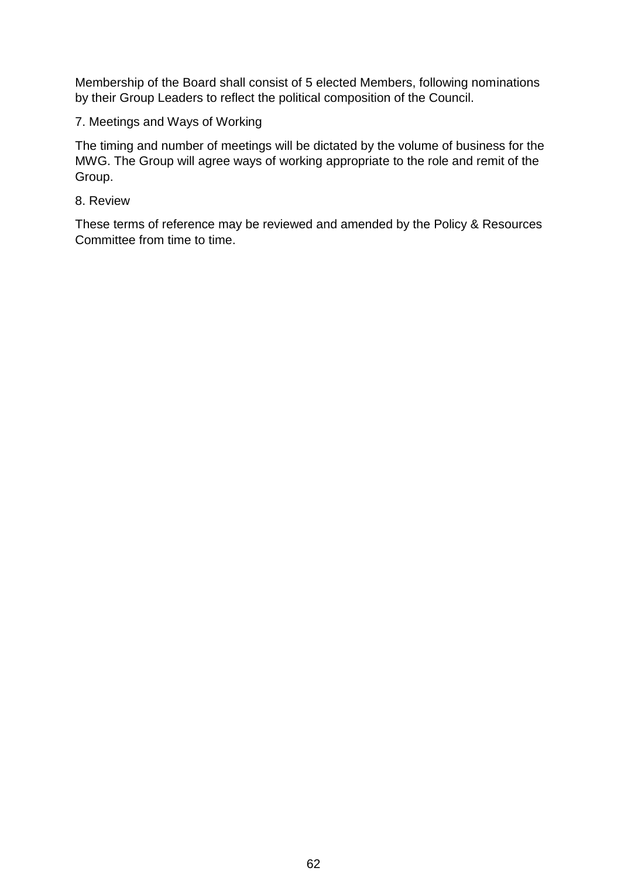Membership of the Board shall consist of 5 elected Members, following nominations by their Group Leaders to reflect the political composition of the Council.

7. Meetings and Ways of Working

The timing and number of meetings will be dictated by the volume of business for the MWG. The Group will agree ways of working appropriate to the role and remit of the Group.

8. Review

These terms of reference may be reviewed and amended by the Policy & Resources Committee from time to time.